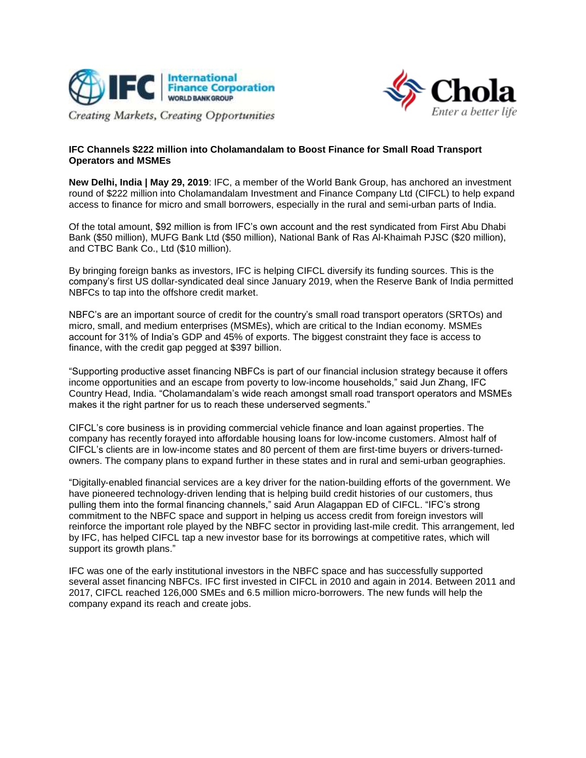International Finance Corporation
WORLD BANK GROUP

*Creating Markets, Creating Opportunities*

Chola
*Enter a better life*

**IFC Channels $222 million into Cholamandalam to Boost Finance for Small Road Transport Operators and MSMEs**

**New Delhi, India | May 29, 2019**: IFC, a member of the World Bank Group, has anchored an investment round of $222 million into Cholamandalam Investment and Finance Company Ltd (CIFCL) to help expand access to finance for micro and small borrowers, especially in the rural and semi-urban parts of India.

Of the total amount, $92 million is from IFC's own account and the rest syndicated from First Abu Dhabi Bank ($50 million), MUFG Bank Ltd ($50 million), National Bank of Ras Al-Khaimah PJSC ($20 million), and CTBC Bank Co., Ltd ($10 million).

By bringing foreign banks as investors, IFC is helping CIFCL diversify its funding sources. This is the company's first US dollar-syndicated deal since January 2019, when the Reserve Bank of India permitted NBFCs to tap into the offshore credit market.

NBFC's are an important source of credit for the country's small road transport operators (SRTOs) and micro, small, and medium enterprises (MSMEs), which are critical to the Indian economy. MSMEs account for 31% of India's GDP and 45% of exports. The biggest constraint they face is access to finance, with the credit gap pegged at $397 billion.

"Supporting productive asset financing NBFCs is part of our financial inclusion strategy because it offers income opportunities and an escape from poverty to low-income households," said Jun Zhang, IFC Country Head, India. "Cholamandalam's wide reach amongst small road transport operators and MSMEs makes it the right partner for us to reach these underserved segments."

CIFCL's core business is in providing commercial vehicle finance and loan against properties. The company has recently forayed into affordable housing loans for low-income customers. Almost half of CIFCL's clients are in low-income states and 80 percent of them are first-time buyers or drivers-turned-owners. The company plans to expand further in these states and in rural and semi-urban geographies.

"Digitally-enabled financial services are a key driver for the nation-building efforts of the government. We have pioneered technology-driven lending that is helping build credit histories of our customers, thus pulling them into the formal financing channels," said Arun Alagappan ED of CIFCL. "IFC's strong commitment to the NBFC space and support in helping us access credit from foreign investors will reinforce the important role played by the NBFC sector in providing last-mile credit. This arrangement, led by IFC, has helped CIFCL tap a new investor base for its borrowings at competitive rates, which will support its growth plans."

IFC was one of the early institutional investors in the NBFC space and has successfully supported several asset financing NBFCs. IFC first invested in CIFCL in 2010 and again in 2014. Between 2011 and 2017, CIFCL reached 126,000 SMEs and 6.5 million micro-borrowers. The new funds will help the company expand its reach and create jobs.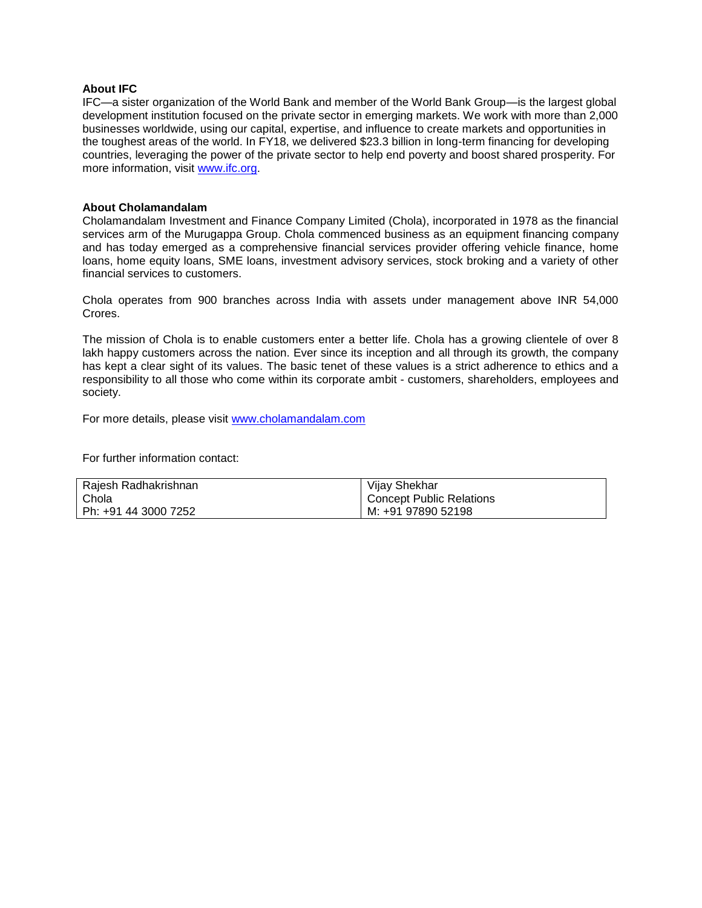**About IFC**

IFC—a sister organization of the World Bank and member of the World Bank Group—is the largest global development institution focused on the private sector in emerging markets. We work with more than 2,000 businesses worldwide, using our capital, expertise, and influence to create markets and opportunities in the toughest areas of the world. In FY18, we delivered $23.3 billion in long-term financing for developing countries, leveraging the power of the private sector to help end poverty and boost shared prosperity. For more information, visit [www.ifc.org](http://www.ifc.org).

**About Cholamandalam**

Cholamandalam Investment and Finance Company Limited (Chola), incorporated in 1978 as the financial services arm of the Murugappa Group. Chola commenced business as an equipment financing company and has today emerged as a comprehensive financial services provider offering vehicle finance, home loans, home equity loans, SME loans, investment advisory services, stock broking and a variety of other financial services to customers.

Chola operates from 900 branches across India with assets under management above INR 54,000 Crores.

The mission of Chola is to enable customers enter a better life. Chola has a growing clientele of over 8 lakh happy customers across the nation. Ever since its inception and all through its growth, the company has kept a clear sight of its values. The basic tenet of these values is a strict adherence to ethics and a responsibility to all those who come within its corporate ambit - customers, shareholders, employees and society.

For more details, please visit [www.cholamandalam.com](http://www.cholamandalam.com)

For further information contact:

| | |
|---|---|
| Rajesh Radhakrishnan<br>Chola<br>Ph: +91 44 3000 7252 | Vijay Shekhar<br>Concept Public Relations<br>M: +91 97890 52198 |